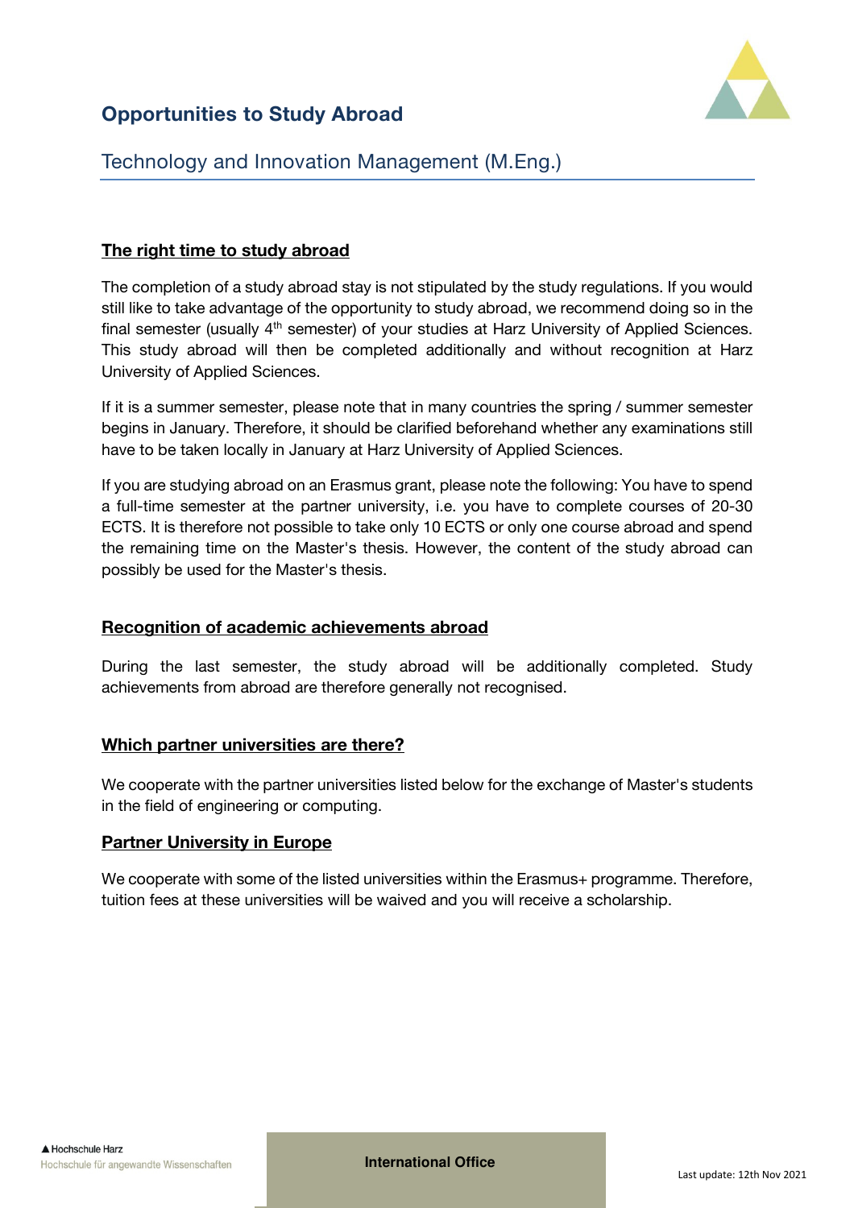# Opportunities to Study Abroad

## Technology and Innovation Management (M.Eng.)

### The right time to study abroad

The completion of a study abroad stay is not stipulated by the study regulations. If you would still like to take advantage of the opportunity to study abroad, we recommend doing so in the final semester (usually 4th semester) of your studies at Harz University of Applied Sciences. This study abroad will then be completed additionally and without recognition at Harz University of Applied Sciences.

If it is a summer semester, please note that in many countries the spring / summer semester begins in January. Therefore, it should be clarified beforehand whether any examinations still have to be taken locally in January at Harz University of Applied Sciences.

If you are studying abroad on an Erasmus grant, please note the following: You have to spend a full-time semester at the partner university, i.e. you have to complete courses of 20-30 ECTS. It is therefore not possible to take only 10 ECTS or only one course abroad and spend the remaining time on the Master's thesis. However, the content of the study abroad can possibly be used for the Master's thesis.

### Recognition of academic achievements abroad

During the last semester, the study abroad will be additionally completed. Study achievements from abroad are therefore generally not recognised.

### Which partner universities are there?

We cooperate with the partner universities listed below for the exchange of Master's students in the field of engineering or computing.

### Partner University in Europe

We cooperate with some of the listed universities within the Erasmus+ programme. Therefore, tuition fees at these universities will be waived and you will receive a scholarship.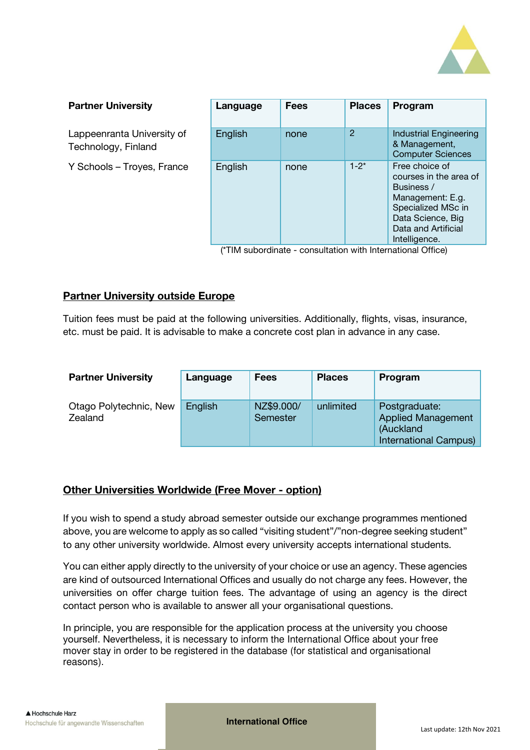| Partner University | Language | Fees | Places | Program |
|---|---|---|---|---|
| Lappeenranta University of Technology, Finland | English | none | 2 | Industrial Engineering & Management, Computer Sciences |
| Y Schools – Troyes, France | English | none | 1-2* | Free choice of courses in the area of Business / Management: E.g. Specialized MSc in Data Science, Big Data and Artificial Intelligence. |

(*TIM subordinate - consultation with International Office)

## Partner University outside Europe

Tuition fees must be paid at the following universities. Additionally, flights, visas, insurance, etc. must be paid. It is advisable to make a concrete cost plan in advance in any case.

| Partner University | Language | Fees | Places | Program |
|---|---|---|---|---|
| Otago Polytechnic, New Zealand | English | NZ$9.000/ Semester | unlimited | Postgraduate: Applied Management (Auckland International Campus) |

## Other Universities Worldwide (Free Mover - option)

If you wish to spend a study abroad semester outside our exchange programmes mentioned above, you are welcome to apply as so called "visiting student"/"non-degree seeking student" to any other university worldwide. Almost every university accepts international students.

You can either apply directly to the university of your choice or use an agency. These agencies are kind of outsourced International Offices and usually do not charge any fees. However, the universities on offer charge tuition fees. The advantage of using an agency is the direct contact person who is available to answer all your organisational questions.

In principle, you are responsible for the application process at the university you choose yourself. Nevertheless, it is necessary to inform the International Office about your free mover stay in order to be registered in the database (for statistical and organisational reasons).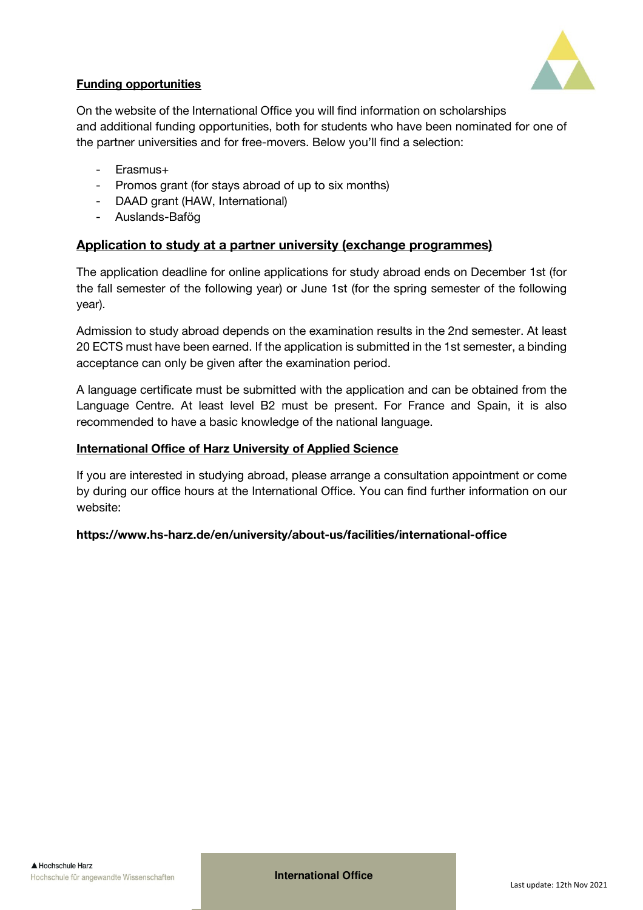**Funding opportunities**

On the website of the International Office you will find information on scholarships and additional funding opportunities, both for students who have been nominated for one of the partner universities and for free-movers. Below you'll find a selection:

- Erasmus+
- Promos grant (for stays abroad of up to six months)
- DAAD grant (HAW, International)
- Auslands-Bafög

## Application to study at a partner university (exchange programmes)

The application deadline for online applications for study abroad ends on December 1st (for the fall semester of the following year) or June 1st (for the spring semester of the following year).

Admission to study abroad depends on the examination results in the 2nd semester. At least 20 ECTS must have been earned. If the application is submitted in the 1st semester, a binding acceptance can only be given after the examination period.

A language certificate must be submitted with the application and can be obtained from the Language Centre. At least level B2 must be present. For France and Spain, it is also recommended to have a basic knowledge of the national language.

**International Office of Harz University of Applied Science**

If you are interested in studying abroad, please arrange a consultation appointment or come by during our office hours at the International Office. You can find further information on our website:

**https://www.hs-harz.de/en/university/about-us/facilities/international-office**